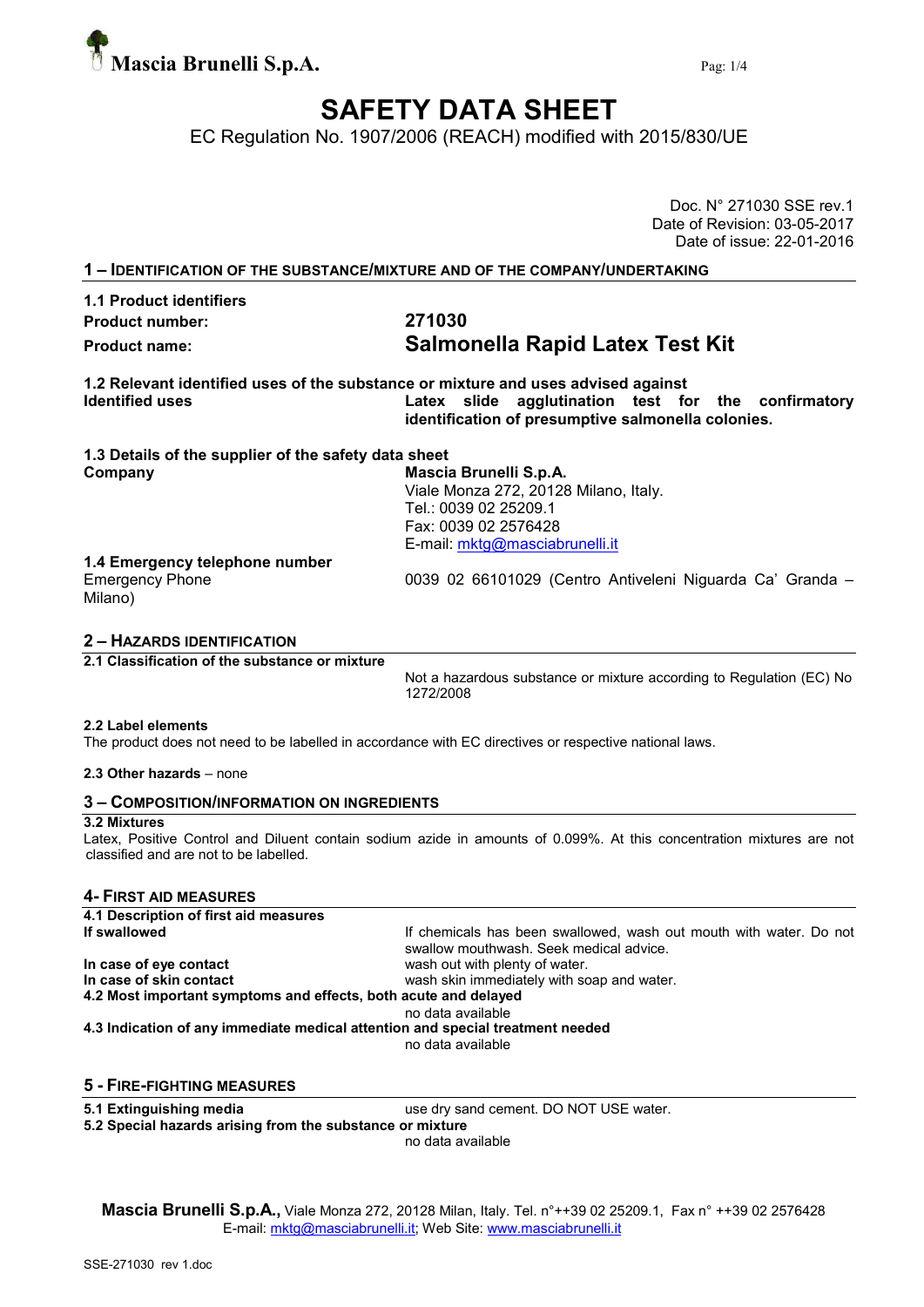Mascia Brunelli S.p.A.

# SAFETY DATA SHEET

EC Regulation No. 1907/2006 (REACH) modified with 2015/830/UE

Doc. N° 271030 SSE rev.1
Date of Revision: 03-05-2017
Date of issue: 22-01-2016

## 1 – IDENTIFICATION OF THE SUBSTANCE/MIXTURE AND OF THE COMPANY/UNDERTAKING

**1.1 Product identifiers**

**Product number:** **271030**

**Product name:** **Salmonella Rapid Latex Test Kit**

**1.2 Relevant identified uses of the substance or mixture and uses advised against**

**Identified uses** — **Latex slide agglutination test for the confirmatory identification of presumptive salmonella colonies.**

**1.3 Details of the supplier of the safety data sheet**

**Company** — **Mascia Brunelli S.p.A.**
Viale Monza 272, 20128 Milano, Italy.
Tel.: 0039 02 25209.1
Fax: 0039 02 2576428
E-mail: mktg@masciabrunelli.it

**1.4 Emergency telephone number**

Emergency Phone — 0039 02 66101029 (Centro Antiveleni Niguarda Ca' Granda – Milano)

## 2 – HAZARDS IDENTIFICATION

**2.1 Classification of the substance or mixture**

Not a hazardous substance or mixture according to Regulation (EC) No 1272/2008

**2.2 Label elements**

The product does not need to be labelled in accordance with EC directives or respective national laws.

**2.3 Other hazards** – none

## 3 – COMPOSITION/INFORMATION ON INGREDIENTS

**3.2 Mixtures**

Latex, Positive Control and Diluent contain sodium azide in amounts of 0.099%. At this concentration mixtures are not classified and are not to be labelled.

## 4- FIRST AID MEASURES

**4.1 Description of first aid measures**

**If swallowed** — If chemicals has been swallowed, wash out mouth with water. Do not swallow mouthwash. Seek medical advice.

**In case of eye contact** — wash out with plenty of water.

**In case of skin contact** — wash skin immediately with soap and water.

**4.2 Most important symptoms and effects, both acute and delayed**

no data available

**4.3 Indication of any immediate medical attention and special treatment needed**

no data available

## 5 - FIRE-FIGHTING MEASURES

**5.1 Extinguishing media** — use dry sand cement. DO NOT USE water.

**5.2 Special hazards arising from the substance or mixture**

no data available

**Mascia Brunelli S.p.A.,** Viale Monza 272, 20128 Milan, Italy. Tel. n°++39 02 25209.1, Fax n° ++39 02 2576428
E-mail: mktg@masciabrunelli.it; Web Site: www.masciabrunelli.it

SSE-271030 rev 1.doc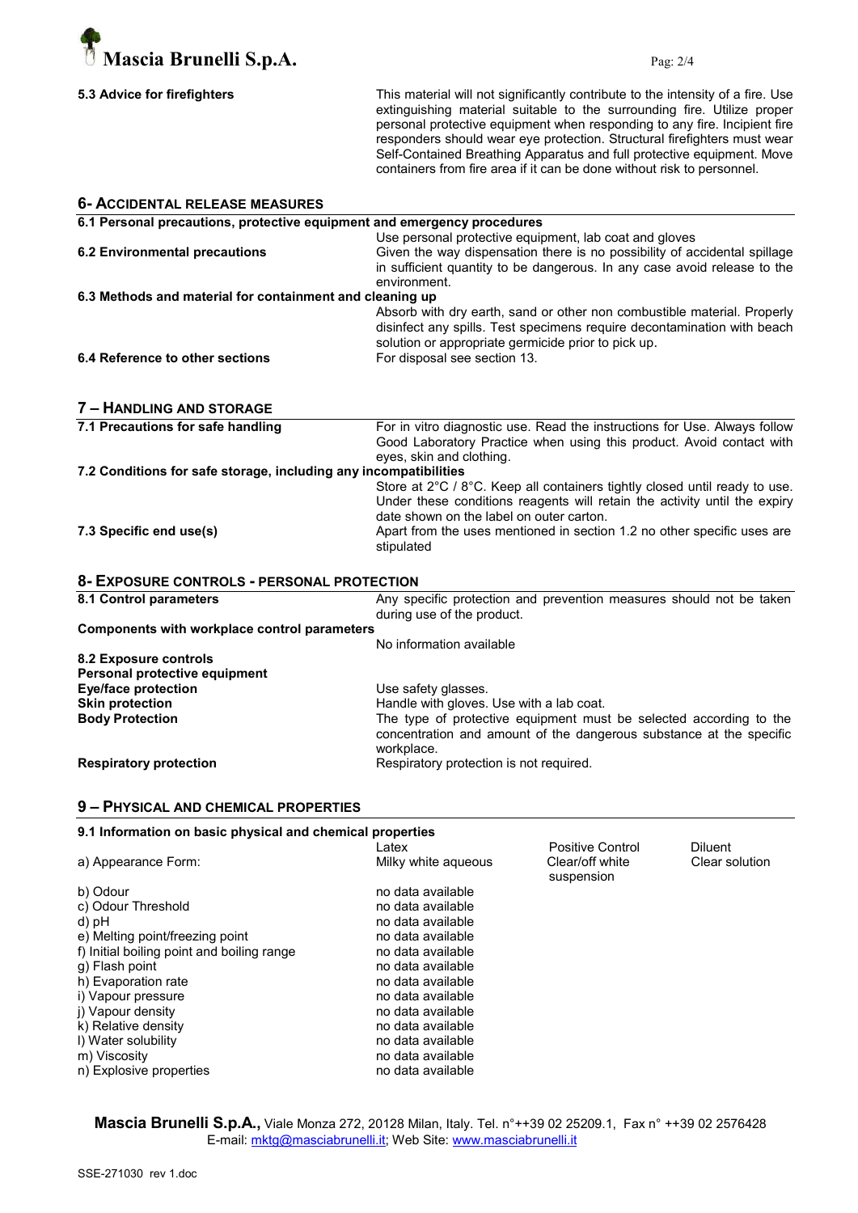**5.3 Advice for firefighters**

This material will not significantly contribute to the intensity of a fire. Use extinguishing material suitable to the surrounding fire. Utilize proper personal protective equipment when responding to any fire. Incipient fire responders should wear eye protection. Structural firefighters must wear Self-Contained Breathing Apparatus and full protective equipment. Move containers from fire area if it can be done without risk to personnel.

## 6- ACCIDENTAL RELEASE MEASURES

**6.1 Personal precautions, protective equipment and emergency procedures**

Use personal protective equipment, lab coat and gloves

**6.2 Environmental precautions**

Given the way dispensation there is no possibility of accidental spillage in sufficient quantity to be dangerous. In any case avoid release to the environment.

**6.3 Methods and material for containment and cleaning up**

Absorb with dry earth, sand or other non combustible material. Properly disinfect any spills. Test specimens require decontamination with beach solution or appropriate germicide prior to pick up.

**6.4 Reference to other sections**

For disposal see section 13.

## 7 – HANDLING AND STORAGE

**7.1 Precautions for safe handling**

For in vitro diagnostic use. Read the instructions for Use. Always follow Good Laboratory Practice when using this product. Avoid contact with eyes, skin and clothing.

**7.2 Conditions for safe storage, including any incompatibilities**

Store at 2°C / 8°C. Keep all containers tightly closed until ready to use. Under these conditions reagents will retain the activity until the expiry date shown on the label on outer carton.

**7.3 Specific end use(s)**

Apart from the uses mentioned in section 1.2 no other specific uses are stipulated

## 8- EXPOSURE CONTROLS - PERSONAL PROTECTION

**8.1 Control parameters**

Any specific protection and prevention measures should not be taken during use of the product.

**Components with workplace control parameters**

No information available

**8.2 Exposure controls**

**Personal protective equipment**

**Eye/face protection** — Use safety glasses.

**Skin protection** — Handle with gloves. Use with a lab coat.

**Body Protection** — The type of protective equipment must be selected according to the concentration and amount of the dangerous substance at the specific workplace.

**Respiratory protection** — Respiratory protection is not required.

## 9 – PHYSICAL AND CHEMICAL PROPERTIES

**9.1 Information on basic physical and chemical properties**

| | Latex | Positive Control | Diluent |
|---|---|---|---|
| a) Appearance Form: | Milky white aqueous | Clear/off white suspension | Clear solution |
| b) Odour | no data available | | |
| c) Odour Threshold | no data available | | |
| d) pH | no data available | | |
| e) Melting point/freezing point | no data available | | |
| f) Initial boiling point and boiling range | no data available | | |
| g) Flash point | no data available | | |
| h) Evaporation rate | no data available | | |
| i) Vapour pressure | no data available | | |
| j) Vapour density | no data available | | |
| k) Relative density | no data available | | |
| l) Water solubility | no data available | | |
| m) Viscosity | no data available | | |
| n) Explosive properties | no data available | | |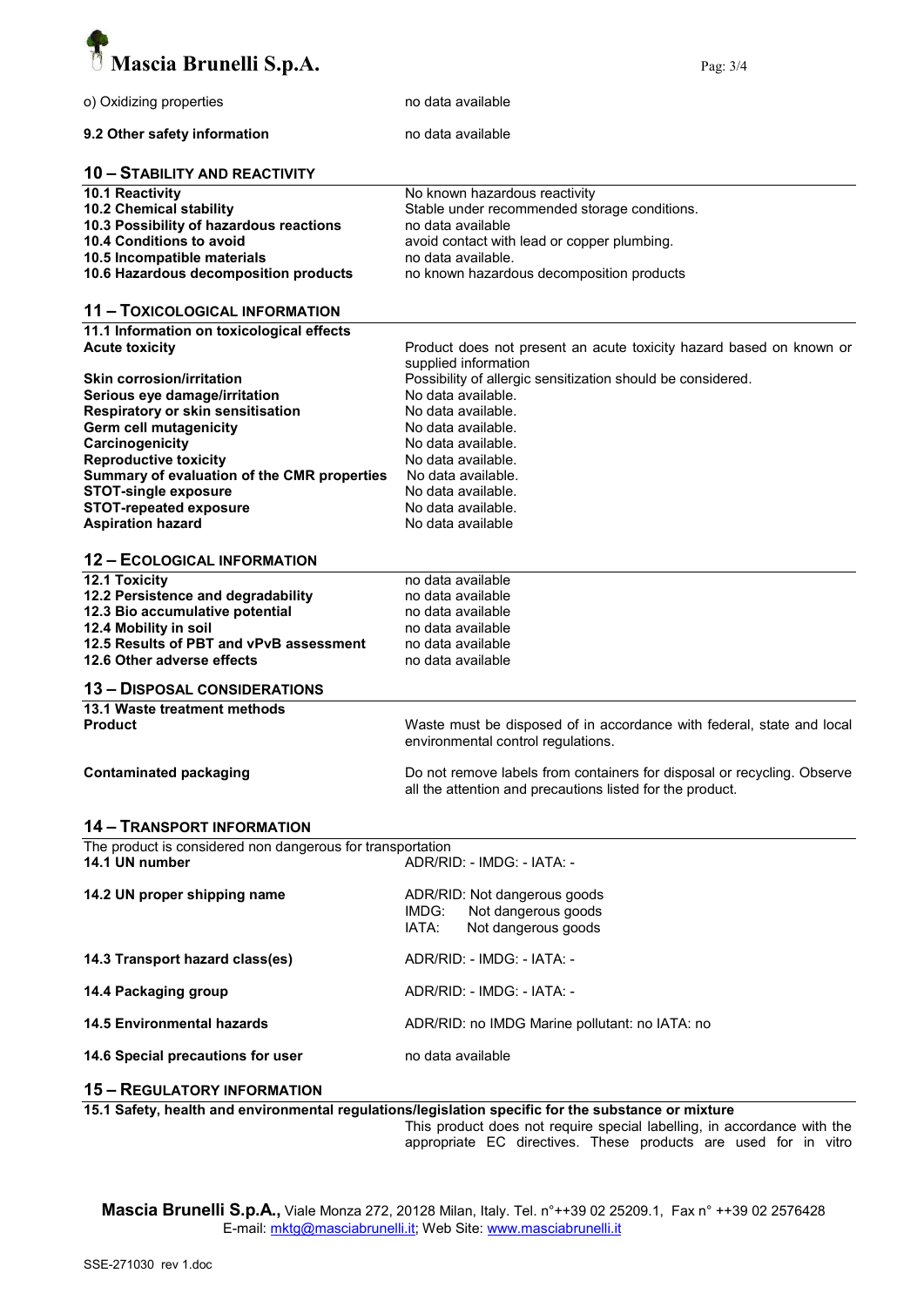| | |
|---|---|
| o) Oxidizing properties | no data available |

**9.2 Other safety information** no data available

## 10 – Stability and Reactivity

| | |
|---|---|
| **10.1 Reactivity** | No known hazardous reactivity |
| **10.2 Chemical stability** | Stable under recommended storage conditions. |
| **10.3 Possibility of hazardous reactions** | no data available |
| **10.4 Conditions to avoid** | avoid contact with lead or copper plumbing. |
| **10.5 Incompatible materials** | no data available. |
| **10.6 Hazardous decomposition products** | no known hazardous decomposition products |

## 11 – Toxicological Information

**11.1 Information on toxicological effects**

| | |
|---|---|
| **Acute toxicity** | Product does not present an acute toxicity hazard based on known or supplied information |
| **Skin corrosion/irritation** | Possibility of allergic sensitization should be considered. |
| **Serious eye damage/irritation** | No data available. |
| **Respiratory or skin sensitisation** | No data available. |
| **Germ cell mutagenicity** | No data available. |
| **Carcinogenicity** | No data available. |
| **Reproductive toxicity** | No data available. |
| **Summary of evaluation of the CMR properties** | No data available. |
| **STOT-single exposure** | No data available. |
| **STOT-repeated exposure** | No data available. |
| **Aspiration hazard** | No data available |

## 12 – Ecological Information

| | |
|---|---|
| **12.1 Toxicity** | no data available |
| **12.2 Persistence and degradability** | no data available |
| **12.3 Bio accumulative potential** | no data available |
| **12.4 Mobility in soil** | no data available |
| **12.5 Results of PBT and vPvB assessment** | no data available |
| **12.6 Other adverse effects** | no data available |

## 13 – Disposal Considerations

**13.1 Waste treatment methods**

| | |
|---|---|
| **Product** | Waste must be disposed of in accordance with federal, state and local environmental control regulations. |
| **Contaminated packaging** | Do not remove labels from containers for disposal or recycling. Observe all the attention and precautions listed for the product. |

## 14 – Transport Information

The product is considered non dangerous for transportation

| | |
|---|---|
| **14.1 UN number** | ADR/RID: - IMDG: - IATA: - |
| **14.2 UN proper shipping name** | ADR/RID: Not dangerous goods<br>IMDG: Not dangerous goods<br>IATA: Not dangerous goods |
| **14.3 Transport hazard class(es)** | ADR/RID: - IMDG: - IATA: - |
| **14.4 Packaging group** | ADR/RID: - IMDG: - IATA: - |
| **14.5 Environmental hazards** | ADR/RID: no IMDG Marine pollutant: no IATA: no |
| **14.6 Special precautions for user** | no data available |

## 15 – Regulatory Information

**15.1 Safety, health and environmental regulations/legislation specific for the substance or mixture**

This product does not require special labelling, in accordance with the appropriate EC directives. These products are used for in vitro

**Mascia Brunelli S.p.A.,** Viale Monza 272, 20128 Milan, Italy. Tel. n°++39 02 25209.1, Fax n° ++39 02 2576428
E-mail: mktg@masciabrunelli.it; Web Site: www.masciabrunelli.it

SSE-271030 rev 1.doc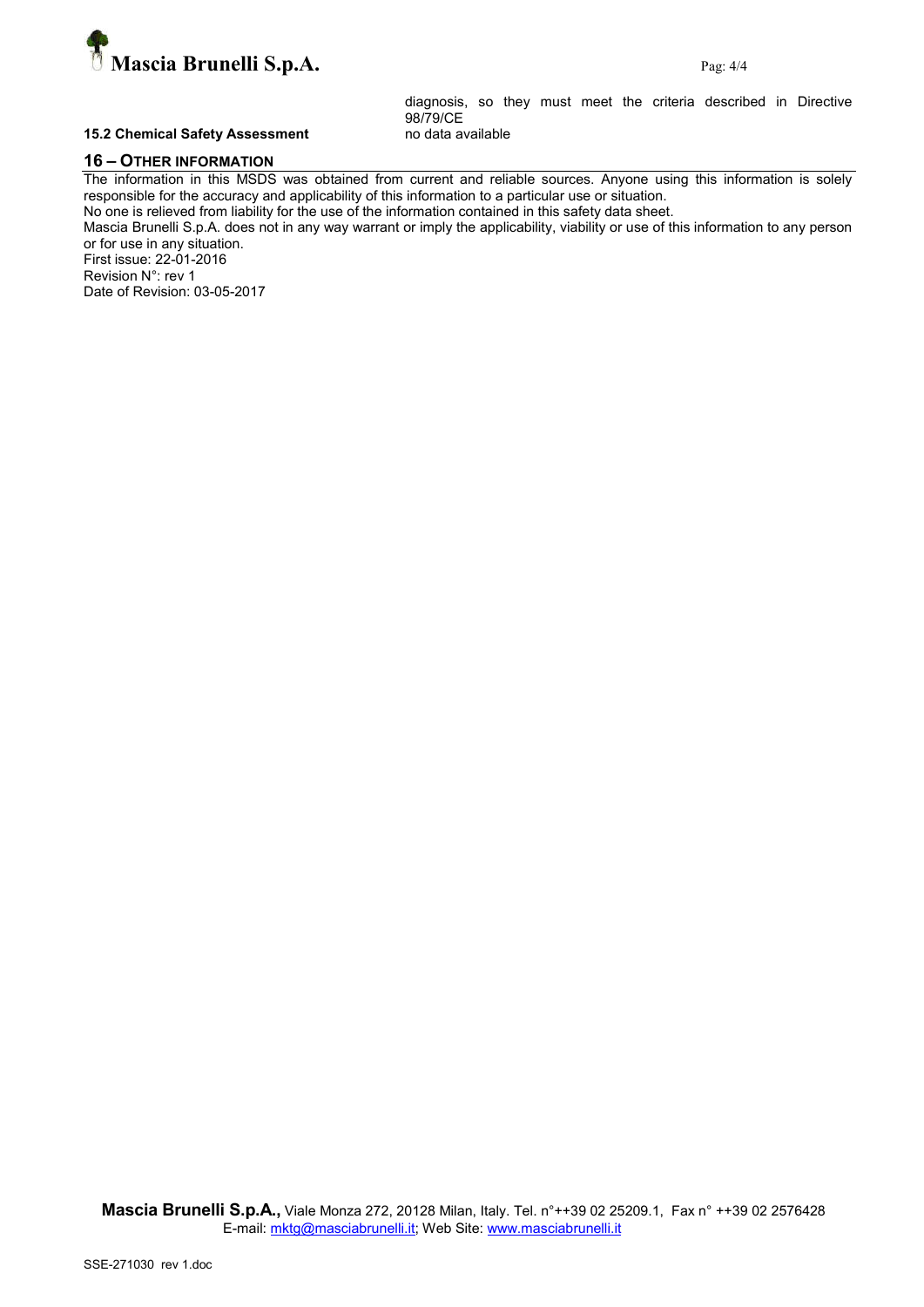diagnosis, so they must meet the criteria described in Directive 98/79/CE

**15.2 Chemical Safety Assessment** no data available

## 16 – OTHER INFORMATION

The information in this MSDS was obtained from current and reliable sources. Anyone using this information is solely responsible for the accuracy and applicability of this information to a particular use or situation.
No one is relieved from liability for the use of the information contained in this safety data sheet.
Mascia Brunelli S.p.A. does not in any way warrant or imply the applicability, viability or use of this information to any person or for use in any situation.
First issue: 22-01-2016
Revision N°: rev 1
Date of Revision: 03-05-2017